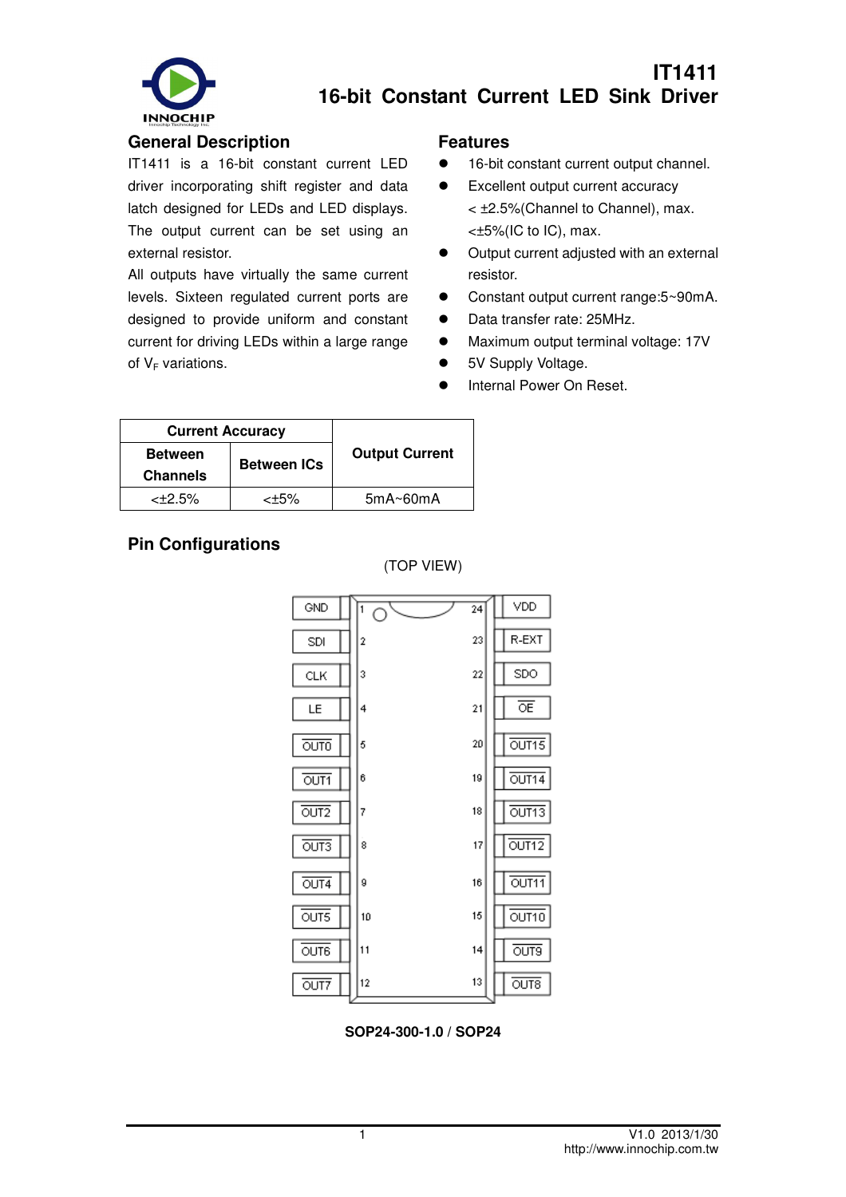# IT1411
# 16-bit Constant Current LED Sink Driver

## General Description

IT1411 is a 16-bit constant current LED driver incorporating shift register and data latch designed for LEDs and LED displays. The output current can be set using an external resistor.

All outputs have virtually the same current levels. Sixteen regulated current ports are designed to provide uniform and constant current for driving LEDs within a large range of $V_F$ variations.

## Features

- 16-bit constant current output channel.
- Excellent output current accuracy
  < ±2.5%(Channel to Channel), max.
  <±5%(IC to IC), max.
- Output current adjusted with an external resistor.
- Constant output current range:5~90mA.
- Data transfer rate: 25MHz.
- Maximum output terminal voltage: 17V
- 5V Supply Voltage.
- Internal Power On Reset.

| Current Accuracy | | Output Current |
|---|---|---|
| Between Channels | Between ICs | |
| <±2.5% | <±5% | 5mA~60mA |

## Pin Configurations

(TOP VIEW)

| Pin Name | Pin No. | Pin No. | Pin Name |
|---|---|---|---|
| GND | 1 | 24 | VDD |
| SDI | 2 | 23 | R-EXT |
| CLK | 3 | 22 | SDO |
| LE | 4 | 21 | $\overline{OE}$ |
| $\overline{OUT0}$ | 5 | 20 | $\overline{OUT15}$ |
| $\overline{OUT1}$ | 6 | 19 | $\overline{OUT14}$ |
| $\overline{OUT2}$ | 7 | 18 | $\overline{OUT13}$ |
| $\overline{OUT3}$ | 8 | 17 | $\overline{OUT12}$ |
| $\overline{OUT4}$ | 9 | 16 | $\overline{OUT11}$ |
| $\overline{OUT5}$ | 10 | 15 | $\overline{OUT10}$ |
| $\overline{OUT6}$ | 11 | 14 | $\overline{OUT9}$ |
| $\overline{OUT7}$ | 12 | 13 | $\overline{OUT8}$ |

**SOP24-300-1.0 / SOP24**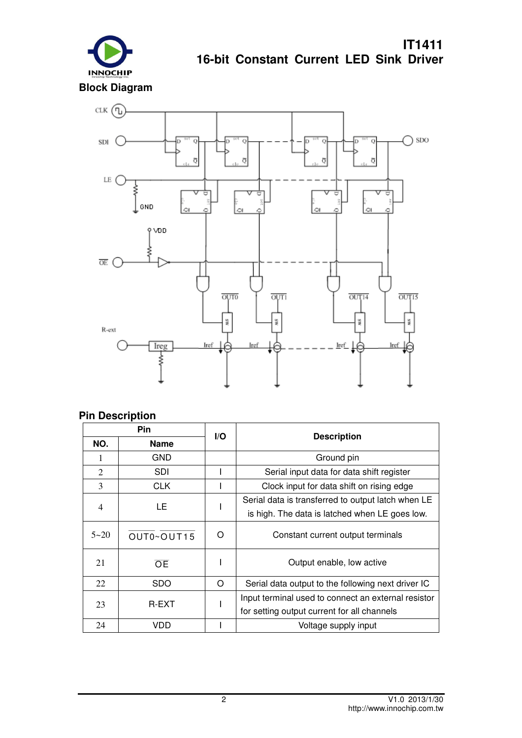## Block Diagram

## Pin Description

| Pin | | I/O | Description |
|---|---|---|---|
| NO. | Name | | |
| 1 | GND | | Ground pin |
| 2 | SDI | I | Serial input data for data shift register |
| 3 | CLK | I | Clock input for data shift on rising edge |
| 4 | LE | I | Serial data is transferred to output latch when LE is high. The data is latched when LE goes low. |
| 5~20 | $\overline{OUT0}$~$\overline{OUT15}$ | O | Constant current output terminals |
| 21 | $\overline{OE}$ | I | Output enable, low active |
| 22 | SDO | O | Serial data output to the following next driver IC |
| 23 | R-EXT | I | Input terminal used to connect an external resistor for setting output current for all channels |
| 24 | VDD | I | Voltage supply input |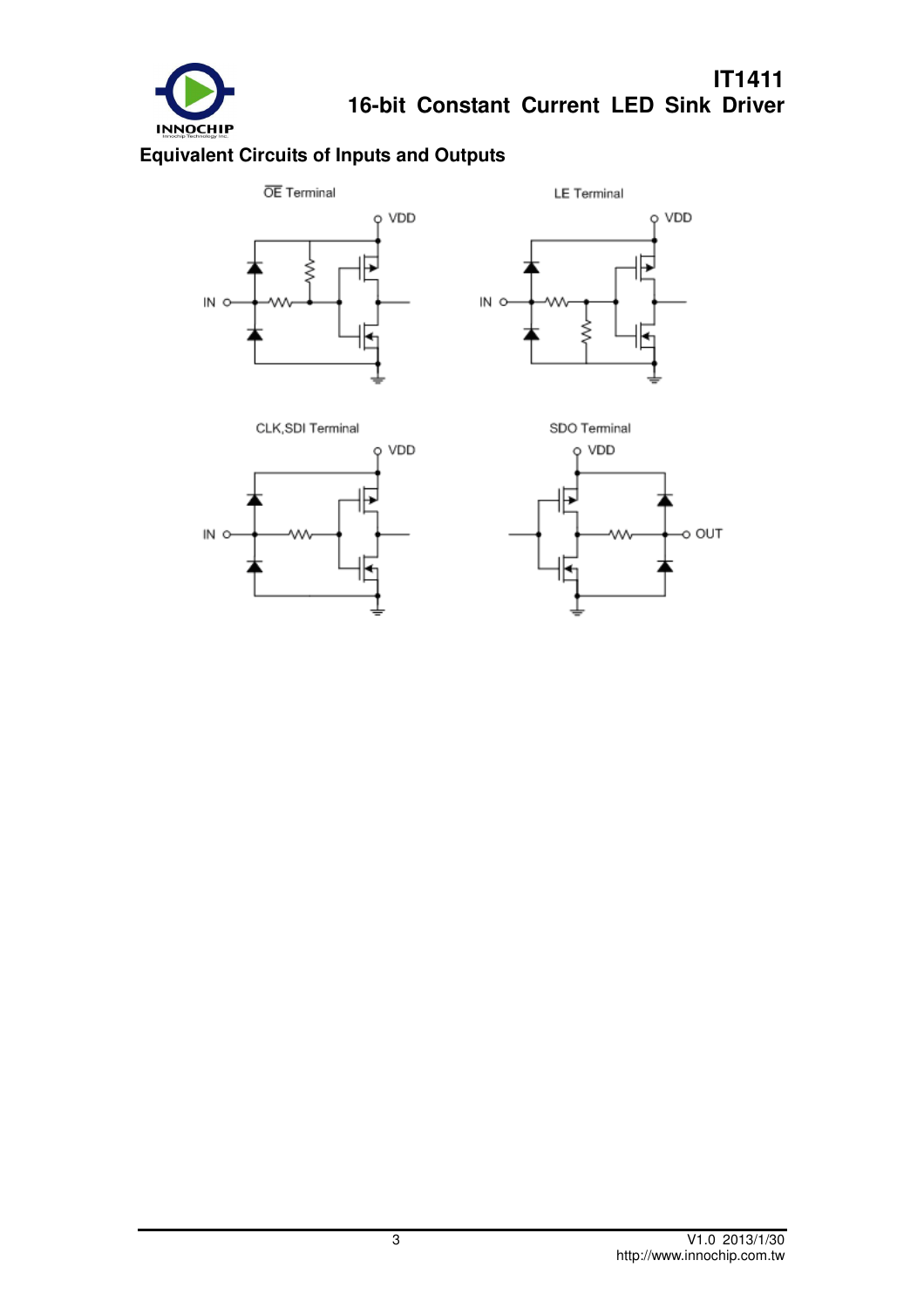## Equivalent Circuits of Inputs and Outputs

$\overline{OE}$ Terminal

VDD

IN

LE Terminal

VDD

IN

CLK,SDI Terminal

VDD

IN

SDO Terminal

VDD

OUT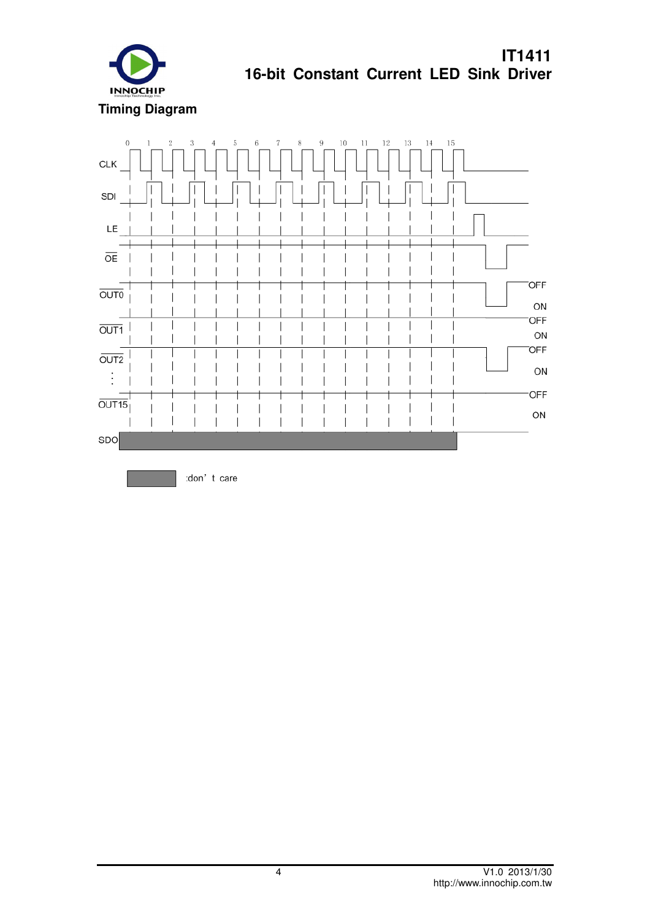## Timing Diagram

0 1 2 3 4 5 6 7 8 9 10 11 12 13 14 15

CLK

SDI

LE

$\overline{OE}$

$\overline{OUT0}$ OFF ON

$\overline{OUT1}$ OFF ON

$\overline{OUT2}$ OFF ON

$\overline{OUT15}$ OFF ON

SDO

:don't care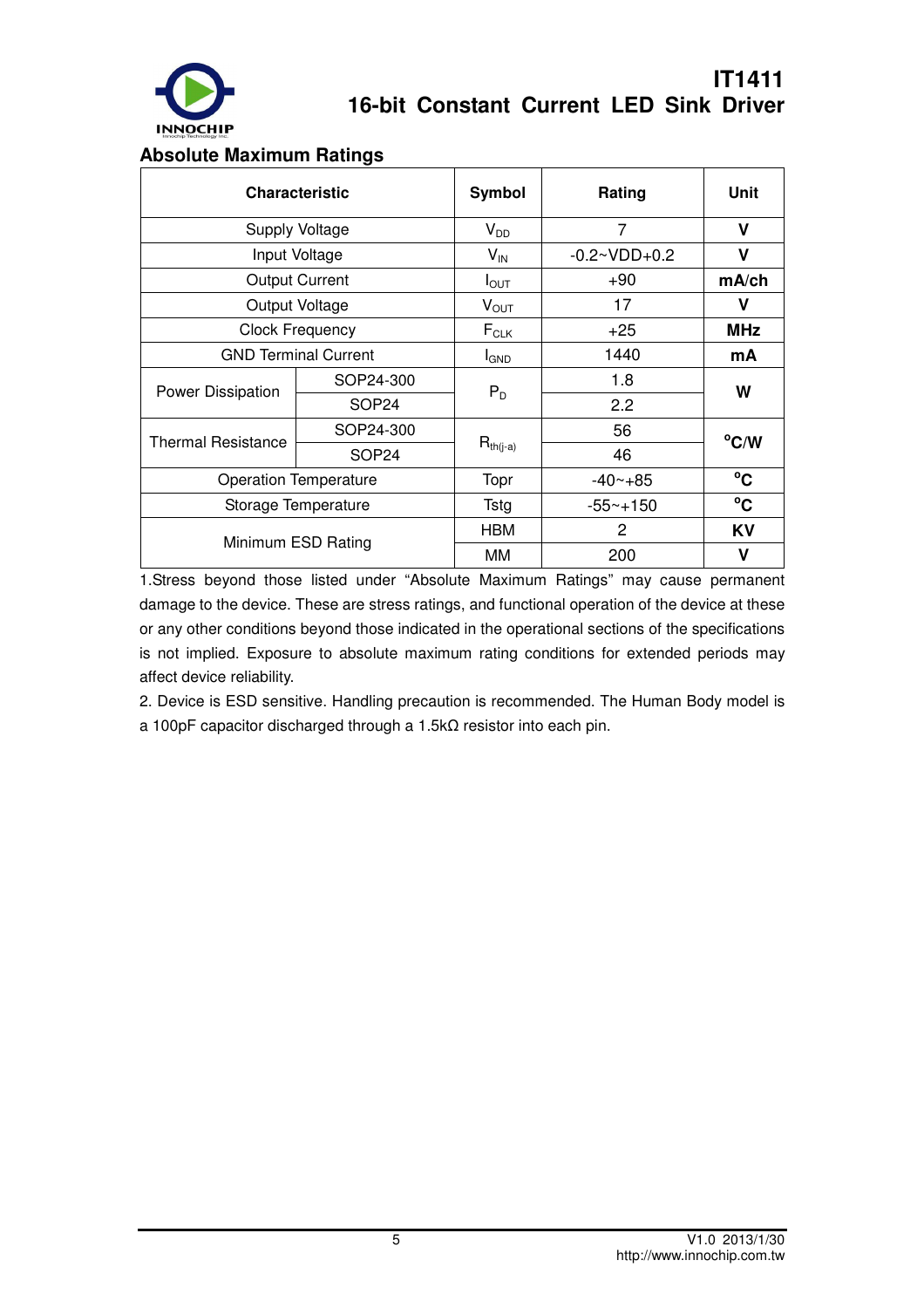## Absolute Maximum Ratings

| Characteristic | | Symbol | Rating | Unit |
|---|---|---|---|---|
| Supply Voltage | | $V_{DD}$ | 7 | **V** |
| Input Voltage | | $V_{IN}$ | -0.2~VDD+0.2 | **V** |
| Output Current | | $I_{OUT}$ | +90 | **mA/ch** |
| Output Voltage | | $V_{OUT}$ | 17 | **V** |
| Clock Frequency | | $F_{CLK}$ | +25 | **MHz** |
| GND Terminal Current | | $I_{GND}$ | 1440 | **mA** |
| Power Dissipation | SOP24-300 | $P_D$ | 1.8 | **W** |
| | SOP24 | | 2.2 | |
| Thermal Resistance | SOP24-300 | $R_{th(j-a)}$ | 56 | **°C/W** |
| | SOP24 | | 46 | |
| Operation Temperature | | Topr | -40~+85 | **°C** |
| Storage Temperature | | Tstg | -55~+150 | **°C** |
| Minimum ESD Rating | | HBM | 2 | **KV** |
| | | MM | 200 | **V** |

1.Stress beyond those listed under "Absolute Maximum Ratings" may cause permanent damage to the device. These are stress ratings, and functional operation of the device at these or any other conditions beyond those indicated in the operational sections of the specifications is not implied. Exposure to absolute maximum rating conditions for extended periods may affect device reliability.

2. Device is ESD sensitive. Handling precaution is recommended. The Human Body model is a 100pF capacitor discharged through a 1.5kΩ resistor into each pin.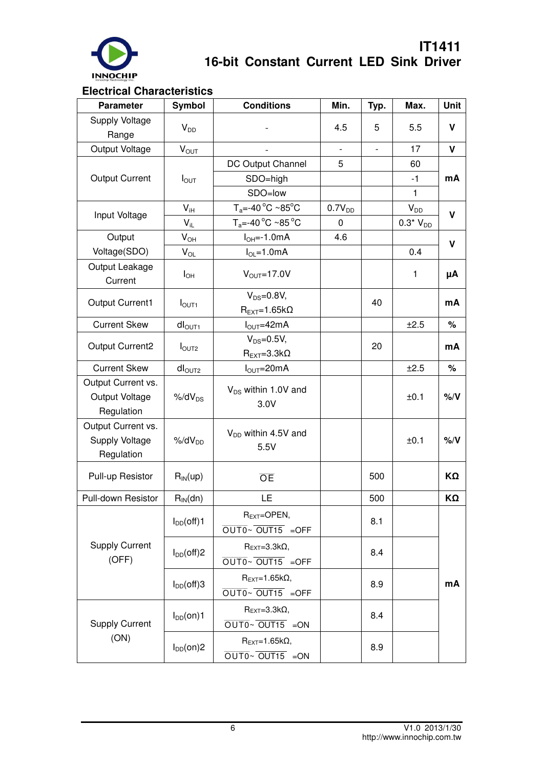## Electrical Characteristics

| Parameter | Symbol | Conditions | Min. | Typ. | Max. | Unit |
|---|---|---|---|---|---|---|
| Supply Voltage Range | $V_{DD}$ | - | 4.5 | 5 | 5.5 | V |
| Output Voltage | $V_{OUT}$ | - | - | - | 17 | V |
| Output Current | $I_{OUT}$ | DC Output Channel | 5 | | 60 | mA |
| | | SDO=high | | | -1 | |
| | | SDO=low | | | 1 | |
| Input Voltage | $V_{IH}$ | $T_a$=-40 °C ~85°C | $0.7V_{DD}$ | | $V_{DD}$ | V |
| | $V_{IL}$ | $T_a$=-40 °C ~85 °C | 0 | | $0.3^* V_{DD}$ | |
| Output Voltage(SDO) | $V_{OH}$ | $I_{OH}$=-1.0mA | 4.6 | | | V |
| | $V_{OL}$ | $I_{OL}$=1.0mA | | | 0.4 | |
| Output Leakage Current | $I_{OH}$ | $V_{OUT}$=17.0V | | | 1 | μA |
| Output Current1 | $I_{OUT1}$ | $V_{DS}$=0.8V, $R_{EXT}$=1.65kΩ | | 40 | | mA |
| Current Skew | $dI_{OUT1}$ | $I_{OUT}$=42mA | | | ±2.5 | % |
| Output Current2 | $I_{OUT2}$ | $V_{DS}$=0.5V, $R_{EXT}$=3.3kΩ | | 20 | | mA |
| Current Skew | $dI_{OUT2}$ | $I_{OUT}$=20mA | | | ±2.5 | % |
| Output Current vs. Output Voltage Regulation | $\%/dV_{DS}$ | $V_{DS}$ within 1.0V and 3.0V | | | ±0.1 | %/V |
| Output Current vs. Supply Voltage Regulation | $\%/dV_{DD}$ | $V_{DD}$ within 4.5V and 5.5V | | | ±0.1 | %/V |
| Pull-up Resistor | $R_{IN}$(up) | $\overline{OE}$ | | 500 | | KΩ |
| Pull-down Resistor | $R_{IN}$(dn) | LE | | 500 | | KΩ |
| Supply Current (OFF) | $I_{DD}$(off)1 | $R_{EXT}$=OPEN, $\overline{OUT0}$~ $\overline{OUT15}$ =OFF | | 8.1 | | mA |
| | $I_{DD}$(off)2 | $R_{EXT}$=3.3kΩ, $\overline{OUT0}$~ $\overline{OUT15}$ =OFF | | 8.4 | | |
| | $I_{DD}$(off)3 | $R_{EXT}$=1.65kΩ, $\overline{OUT0}$~ $\overline{OUT15}$ =OFF | | 8.9 | | |
| Supply Current (ON) | $I_{DD}$(on)1 | $R_{EXT}$=3.3kΩ, $\overline{OUT0}$~ $\overline{OUT15}$ =ON | | 8.4 | | |
| | $I_{DD}$(on)2 | $R_{EXT}$=1.65kΩ, $\overline{OUT0}$~ $\overline{OUT15}$ =ON | | 8.9 | | |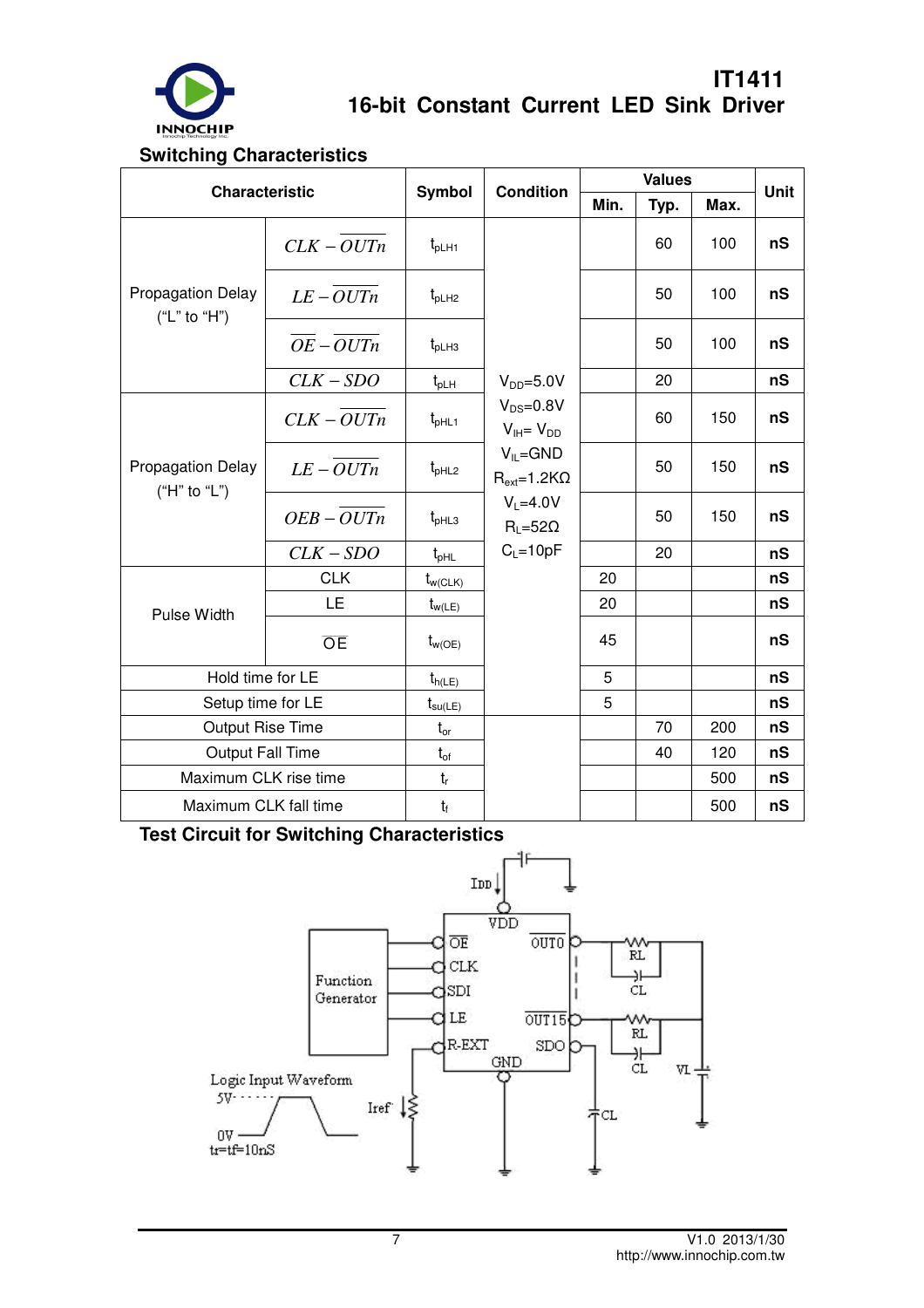## Switching Characteristics

| Characteristic | | Symbol | Condition | Min. | Typ. | Max. | Unit |
|---|---|---|---|---|---|---|---|
| Propagation Delay ("L" to "H") | $CLK-\overline{OUTn}$ | $t_{pLH1}$ | $V_{DD}$=5.0V<br>$V_{DS}$=0.8V<br>$V_{IH}$= $V_{DD}$<br>$V_{IL}$=GND<br>$R_{ext}$=1.2KΩ<br>$V_L$=4.0V<br>$R_L$=52Ω<br>$C_L$=10pF | | 60 | 100 | nS |
| | $LE-\overline{OUTn}$ | $t_{pLH2}$ | | | 50 | 100 | nS |
| | $\overline{OE}-\overline{OUTn}$ | $t_{pLH3}$ | | | 50 | 100 | nS |
| | $CLK-SDO$ | $t_{pLH}$ | | | 20 | | nS |
| Propagation Delay ("H" to "L") | $CLK-\overline{OUTn}$ | $t_{pHL1}$ | | | 60 | 150 | nS |
| | $LE-\overline{OUTn}$ | $t_{pHL2}$ | | | 50 | 150 | nS |
| | $OEB-\overline{OUTn}$ | $t_{pHL3}$ | | | 50 | 150 | nS |
| | $CLK-SDO$ | $t_{pHL}$ | | | 20 | | nS |
| Pulse Width | CLK | $t_{w(CLK)}$ | | 20 | | | nS |
| | LE | $t_{w(LE)}$ | | 20 | | | nS |
| | $\overline{OE}$ | $t_{w(OE)}$ | | 45 | | | nS |
| Hold time for LE | | $t_{h(LE)}$ | | 5 | | | nS |
| Setup time for LE | | $t_{su(LE)}$ | | 5 | | | nS |
| Output Rise Time | | $t_{or}$ | | | 70 | 200 | nS |
| Output Fall Time | | $t_{of}$ | | | 40 | 120 | nS |
| Maximum CLK rise time | | $t_r$ | | | | 500 | nS |
| Maximum CLK fall time | | $t_f$ | | | | 500 | nS |

## Test Circuit for Switching Characteristics

IDD, VDD, $\overline{OE}$, CLK, SDI, LE, R-EXT, GND, $\overline{OUT0}$, $\overline{OUT15}$, SDO, RL, CL, VL, Function Generator, Iref

Logic Input Waveform
5V
0V
tr=tf=10nS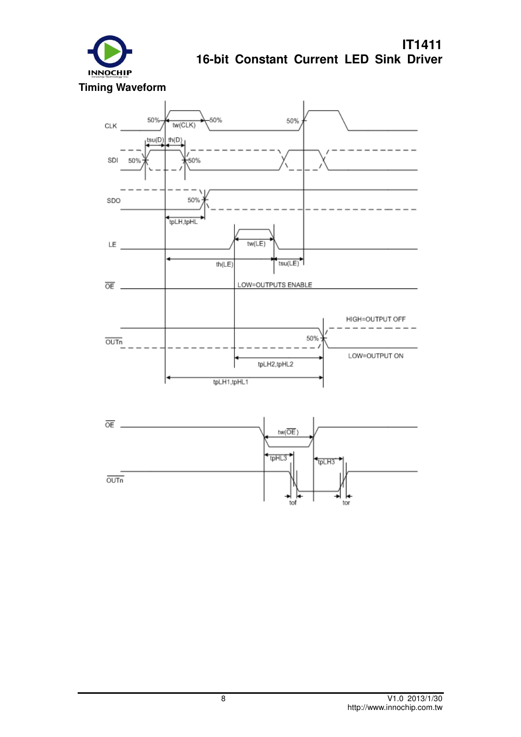## Timing Waveform

CLK 50% tw(CLK) 50% 50%

SDI 50% tsu(D) th(D) 50%

SDO 50%

tpLH,tpHL

LE tw(LE)

th(LE) tsu(LE)

$\overline{OE}$ LOW=OUTPUTS ENABLE

HIGH=OUTPUT OFF

$\overline{OUTn}$ 50%

LOW=OUTPUT ON

tpLH2,tpHL2

tpLH1,tpHL1

$\overline{OE}$ tw($\overline{OE}$)

tpHL3 tpLH3

$\overline{OUTn}$

tof tor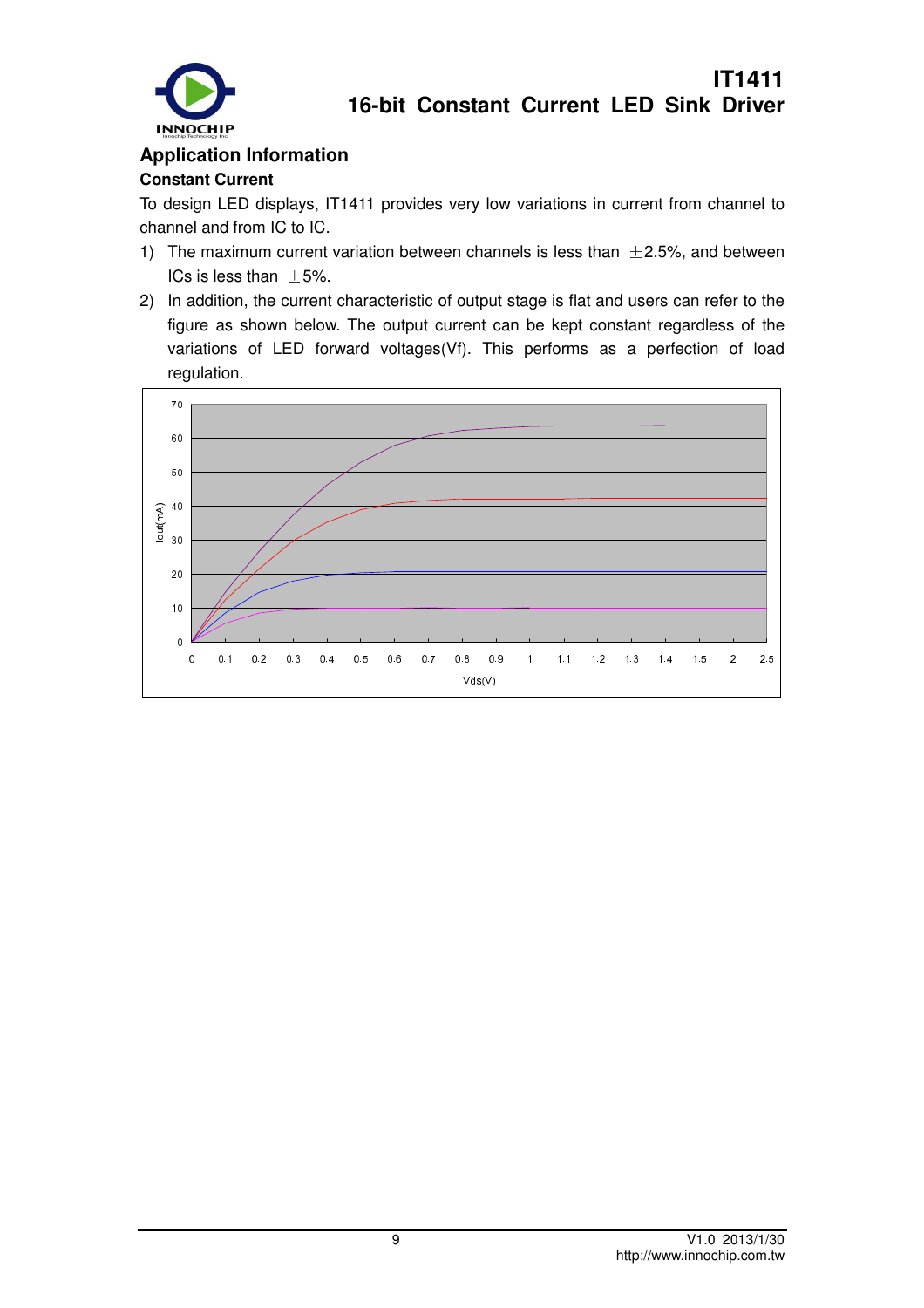## Application Information

### Constant Current

To design LED displays, IT1411 provides very low variations in current from channel to channel and from IC to IC.

1) The maximum current variation between channels is less than ±2.5%, and between ICs is less than ±5%.
2) In addition, the current characteristic of output stage is flat and users can refer to the figure as shown below. The output current can be kept constant regardless of the variations of LED forward voltages(Vf). This performs as a perfection of load regulation.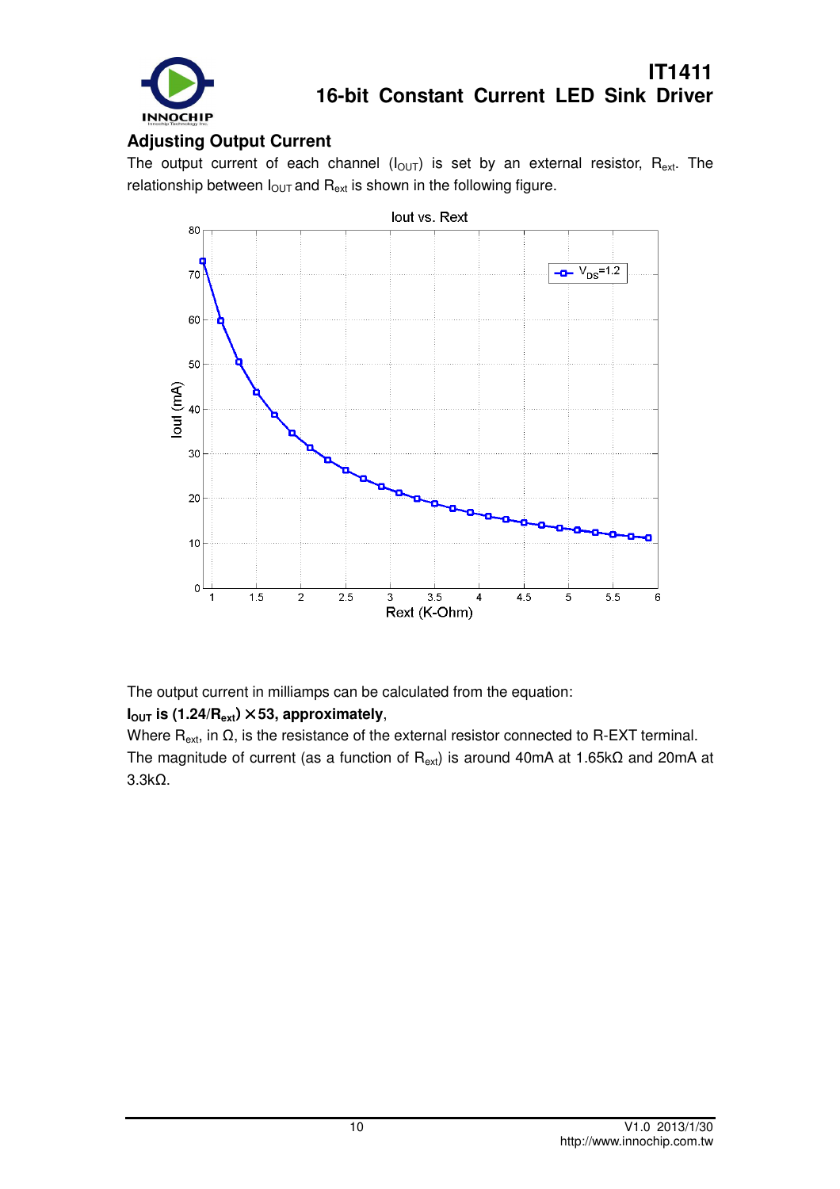## Adjusting Output Current

The output current of each channel ($I_{OUT}$) is set by an external resistor, $R_{ext}$. The relationship between $I_{OUT}$ and $R_{ext}$ is shown in the following figure.

The output current in milliamps can be calculated from the equation:

**$I_{OUT}$ is $(1.24/R_{ext}) \times 53$, approximately**,

Where $R_{ext}$, in Ω, is the resistance of the external resistor connected to R-EXT terminal.

The magnitude of current (as a function of $R_{ext}$) is around 40mA at 1.65kΩ and 20mA at 3.3kΩ.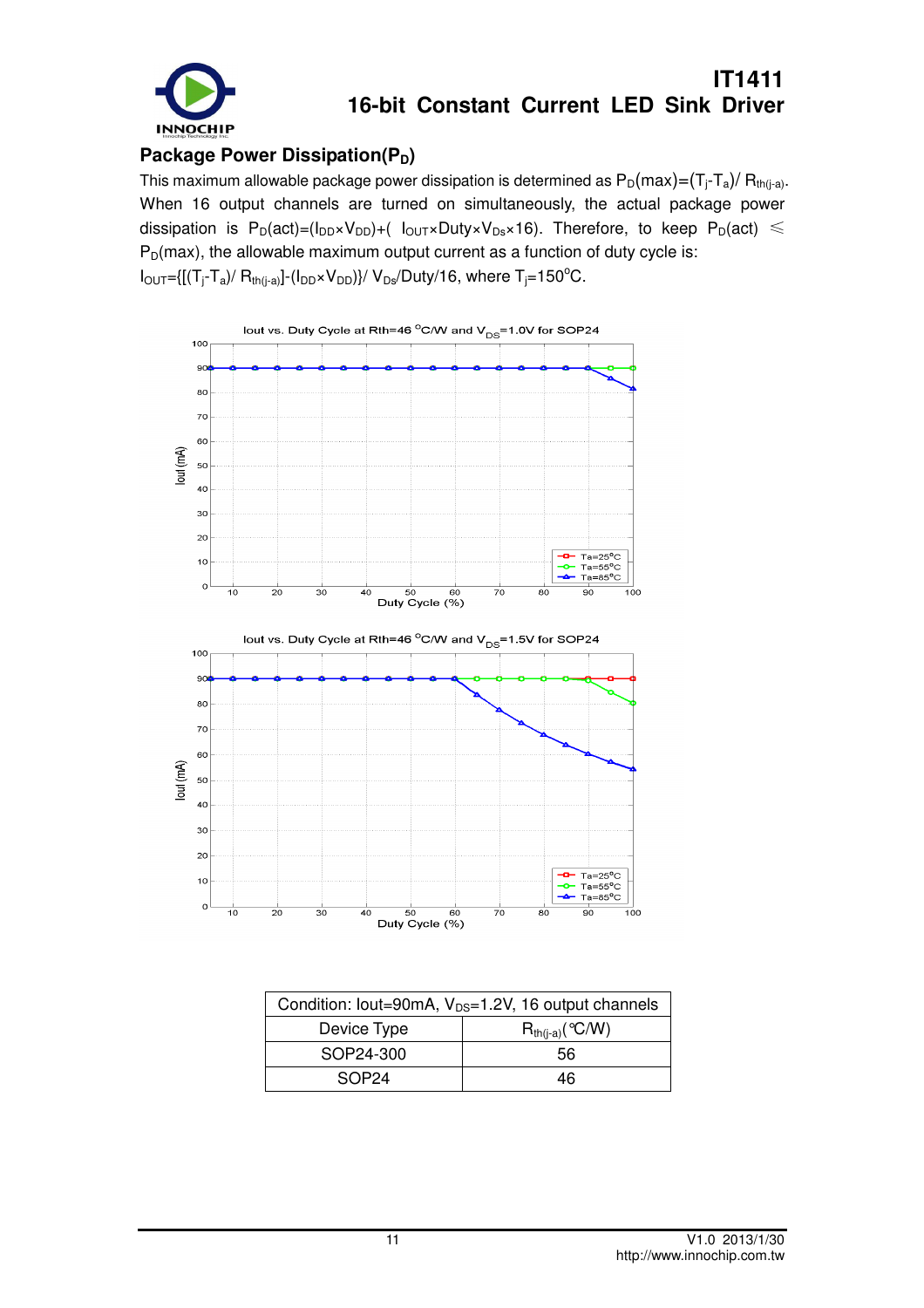## Package Power Dissipation($P_D$)

This maximum allowable package power dissipation is determined as $P_D(max)=(T_j-T_a)/ R_{th(j-a)}$. When 16 output channels are turned on simultaneously, the actual package power dissipation is $P_D(act)=(I_{DD}\times V_{DD})+(I_{OUT}\times Duty\times V_{DS}\times 16)$. Therefore, to keep $P_D(act) \leqslant P_D(max)$, the allowable maximum output current as a function of duty cycle is:

$I_{OUT}=\{[(T_j-T_a)/ R_{th(j-a)}]-(I_{DD}\times V_{DD})\}/ V_{DS}/Duty/16$, where $T_j=150^oC$.

| Condition: Iout=90mA, $V_{DS}$=1.2V, 16 output channels | |
|---|---|
| Device Type | $R_{th(j-a)}$(℃/W) |
| SOP24-300 | 56 |
| SOP24 | 46 |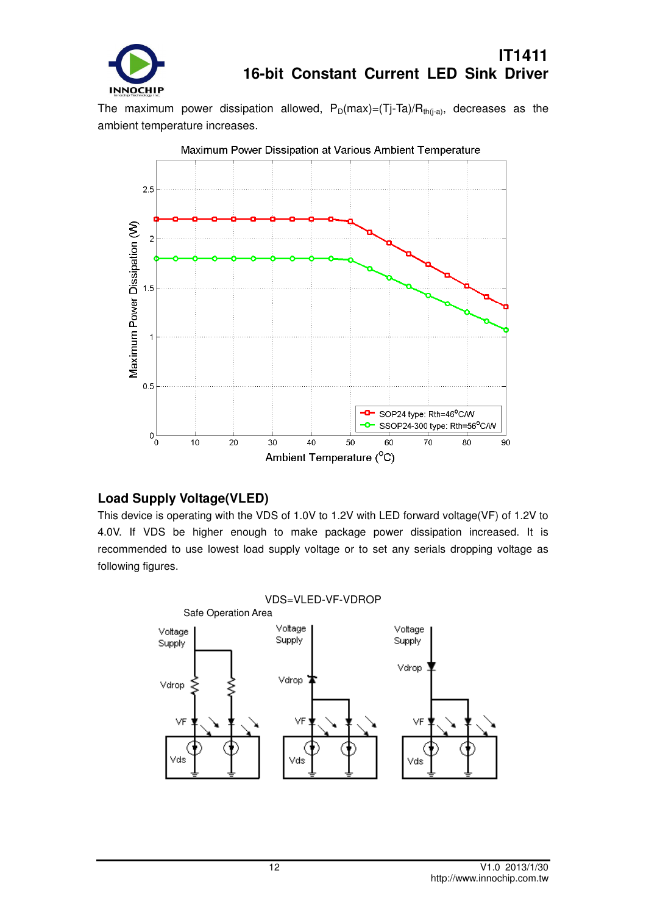The maximum power dissipation allowed, $P_D(max)=(Tj-Ta)/R_{th(j-a)}$, decreases as the ambient temperature increases.

Maximum Power Dissipation at Various Ambient Temperature

## Load Supply Voltage(VLED)

This device is operating with the VDS of 1.0V to 1.2V with LED forward voltage(VF) of 1.2V to 4.0V. If VDS be higher enough to make package power dissipation increased. It is recommended to use lowest load supply voltage or to set any serials dropping voltage as following figures.

VDS=VLED-VF-VDROP

Safe Operation Area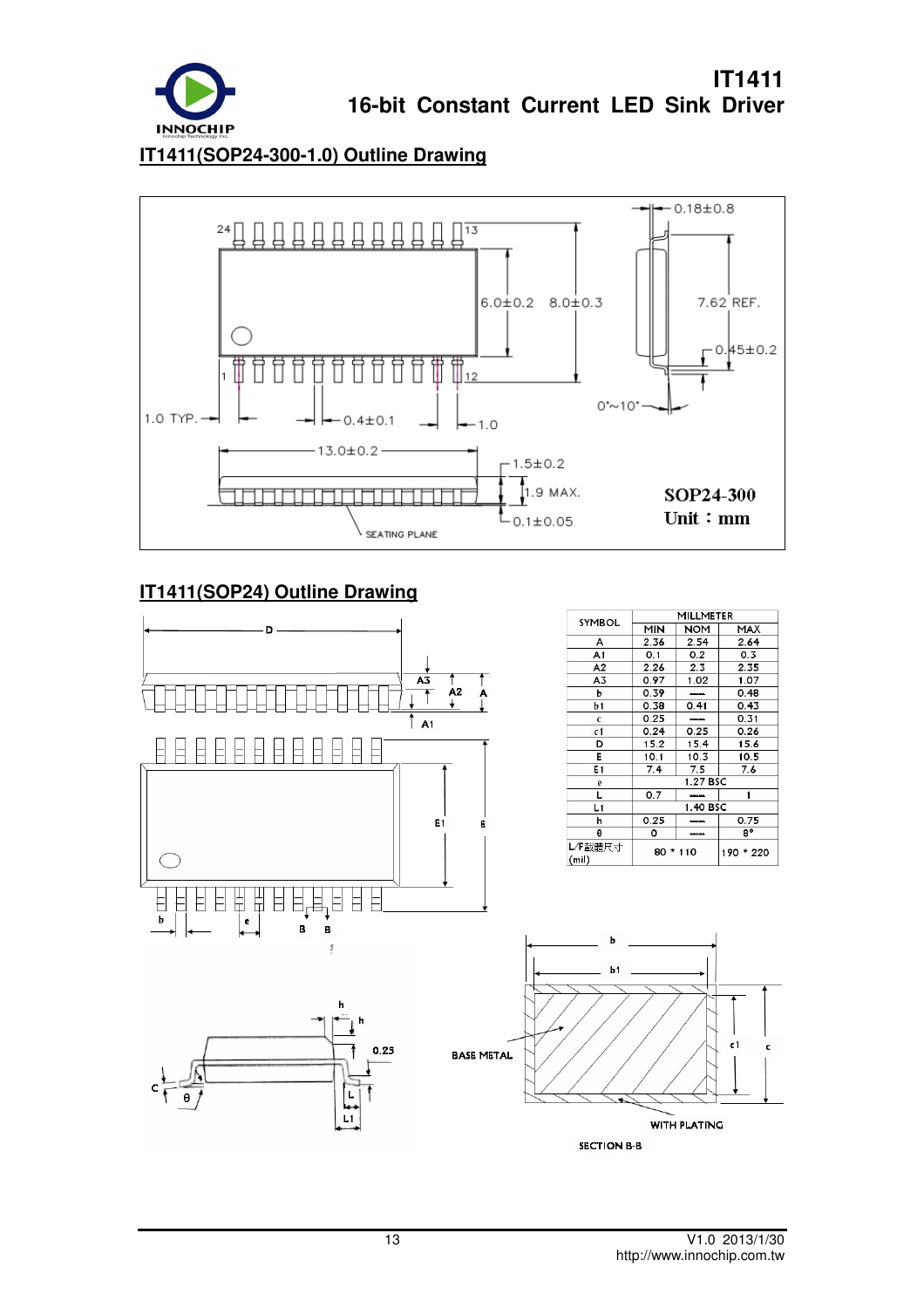## IT1411(SOP24-300-1.0) Outline Drawing

SOP24-300
Unit：mm

## IT1411(SOP24) Outline Drawing

| SYMBOL | MILLMETER | | |
|---|---|---|---|
| | MIN | NOM | MAX |
| A | 2.36 | 2.54 | 2.64 |
| A1 | 0.1 | 0.2 | 0.3 |
| A2 | 2.26 | 2.3 | 2.35 |
| A3 | 0.97 | 1.02 | 1.07 |
| b | 0.39 | —— | 0.48 |
| b1 | 0.38 | 0.41 | 0.43 |
| c | 0.25 | —— | 0.31 |
| c1 | 0.24 | 0.25 | 0.26 |
| D | 15.2 | 15.4 | 15.6 |
| E | 10.1 | 10.3 | 10.5 |
| E1 | 7.4 | 7.5 | 7.6 |
| e | 1.27 BSC | | |
| L | 0.7 | —— | 1 |
| L1 | 1.40 BSC | | |
| h | 0.25 | —— | 0.75 |
| θ | 0 | —— | 8° |
| L/F载體尺寸 (mil) | 80 * 110 | | 190 * 220 |

SECTION B-B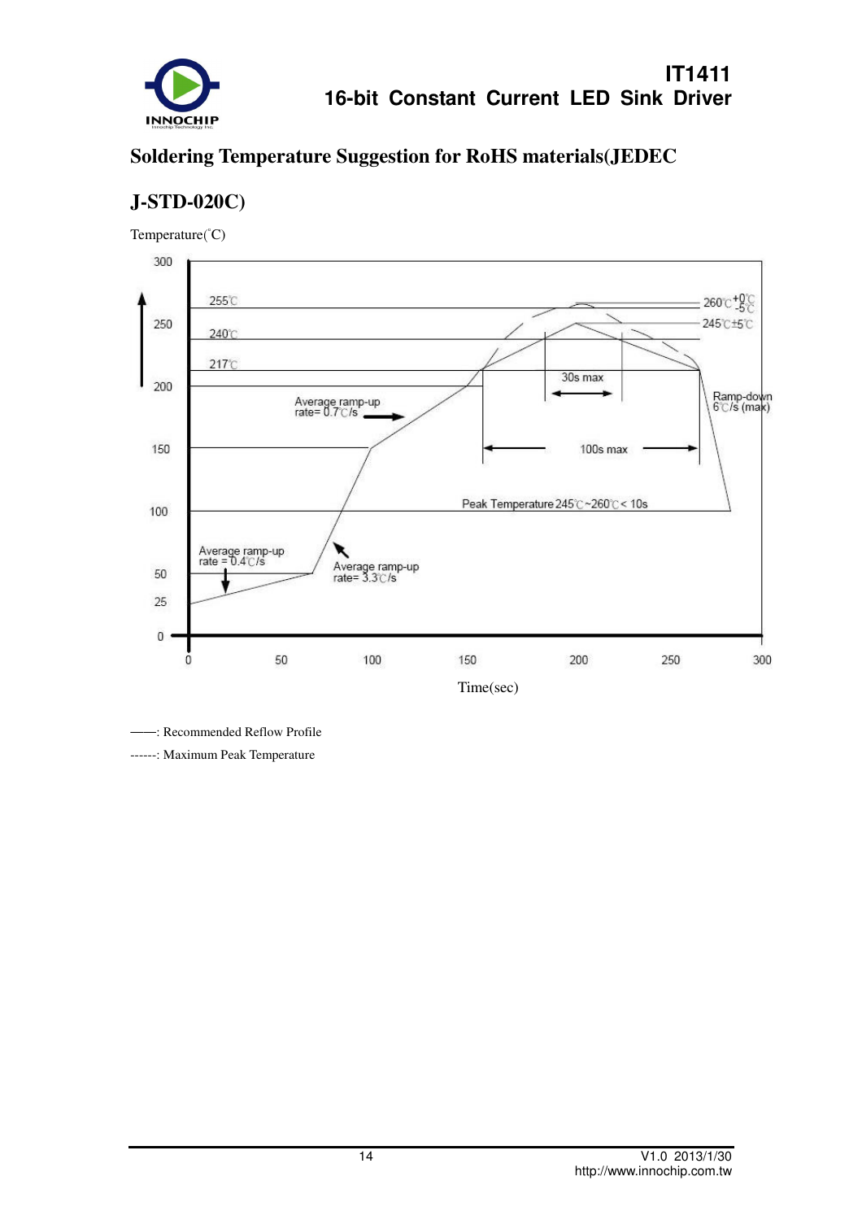## Soldering Temperature Suggestion for RoHS materials(JEDEC J-STD-020C)

Temperature(°C)

300
250
200
150
100
50
25
0

255℃
240℃
217℃

260℃ +0℃ -5℃
245℃±5℃

30s max

Average ramp-up rate= 0.7℃/s

Ramp-down 6℃/s (max)

100s max

Peak Temperature 245℃~260℃< 10s

Average ramp-up rate = 0.4℃/s

Average ramp-up rate= 3.3℃/s

0
50
100
150
200
250
300

Time(sec)

——: Recommended Reflow Profile

------: Maximum Peak Temperature